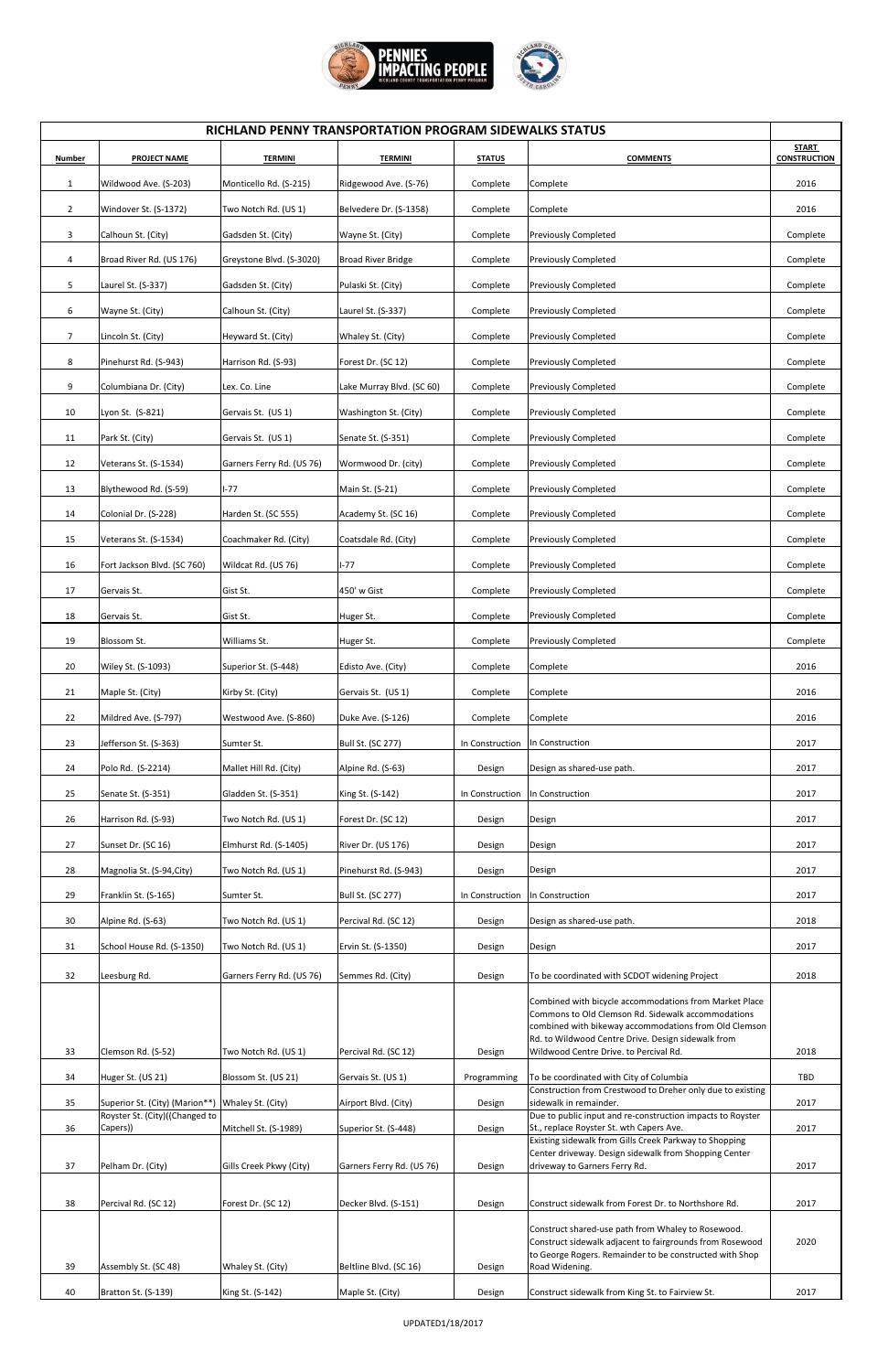# RICHLAND PENNY TRANSPORTATION PROGRAM SIDEWALKS STATUS

| Number | PROJECT NAME | TERMINI | TERMINI | STATUS | COMMENTS | START CONSTRUCTION |
|---|---|---|---|---|---|---|
| 1 | Wildwood Ave. (S-203) | Monticello Rd. (S-215) | Ridgewood Ave. (S-76) | Complete | Complete | 2016 |
| 2 | Windover St. (S-1372) | Two Notch Rd. (US 1) | Belvedere Dr. (S-1358) | Complete | Complete | 2016 |
| 3 | Calhoun St. (City) | Gadsden St. (City) | Wayne St. (City) | Complete | Previously Completed | Complete |
| 4 | Broad River Rd. (US 176) | Greystone Blvd. (S-3020) | Broad River Bridge | Complete | Previously Completed | Complete |
| 5 | Laurel St. (S-337) | Gadsden St. (City) | Pulaski St. (City) | Complete | Previously Completed | Complete |
| 6 | Wayne St. (City) | Calhoun St. (City) | Laurel St. (S-337) | Complete | Previously Completed | Complete |
| 7 | Lincoln St. (City) | Heyward St. (City) | Whaley St. (City) | Complete | Previously Completed | Complete |
| 8 | Pinehurst Rd. (S-943) | Harrison Rd. (S-93) | Forest Dr. (SC 12) | Complete | Previously Completed | Complete |
| 9 | Columbiana Dr. (City) | Lex. Co. Line | Lake Murray Blvd. (SC 60) | Complete | Previously Completed | Complete |
| 10 | Lyon St. (S-821) | Gervais St. (US 1) | Washington St. (City) | Complete | Previously Completed | Complete |
| 11 | Park St. (City) | Gervais St. (US 1) | Senate St. (S-351) | Complete | Previously Completed | Complete |
| 12 | Veterans St. (S-1534) | Garners Ferry Rd. (US 76) | Wormwood Dr. (city) | Complete | Previously Completed | Complete |
| 13 | Blythewood Rd. (S-59) | I-77 | Main St. (S-21) | Complete | Previously Completed | Complete |
| 14 | Colonial Dr. (S-228) | Harden St. (SC 555) | Academy St. (SC 16) | Complete | Previously Completed | Complete |
| 15 | Veterans St. (S-1534) | Coachmaker Rd. (City) | Coatsdale Rd. (City) | Complete | Previously Completed | Complete |
| 16 | Fort Jackson Blvd. (SC 760) | Wildcat Rd. (US 76) | I-77 | Complete | Previously Completed | Complete |
| 17 | Gervais St. | Gist St. | 450' w Gist | Complete | Previously Completed | Complete |
| 18 | Gervais St. | Gist St. | Huger St. | Complete | Previously Completed | Complete |
| 19 | Blossom St. | Williams St. | Huger St. | Complete | Previously Completed | Complete |
| 20 | Wiley St. (S-1093) | Superior St. (S-448) | Edisto Ave. (City) | Complete | Complete | 2016 |
| 21 | Maple St. (City) | Kirby St. (City) | Gervais St. (US 1) | Complete | Complete | 2016 |
| 22 | Mildred Ave. (S-797) | Westwood Ave. (S-860) | Duke Ave. (S-126) | Complete | Complete | 2016 |
| 23 | Jefferson St. (S-363) | Sumter St. | Bull St. (SC 277) | In Construction | In Construction | 2017 |
| 24 | Polo Rd. (S-2214) | Mallet Hill Rd. (City) | Alpine Rd. (S-63) | Design | Design as shared-use path. | 2017 |
| 25 | Senate St. (S-351) | Gladden St. (S-351) | King St. (S-142) | In Construction | In Construction | 2017 |
| 26 | Harrison Rd. (S-93) | Two Notch Rd. (US 1) | Forest Dr. (SC 12) | Design | Design | 2017 |
| 27 | Sunset Dr. (SC 16) | Elmhurst Rd. (S-1405) | River Dr. (US 176) | Design | Design | 2017 |
| 28 | Magnolia St. (S-94,City) | Two Notch Rd. (US 1) | Pinehurst Rd. (S-943) | Design | Design | 2017 |
| 29 | Franklin St. (S-165) | Sumter St. | Bull St. (SC 277) | In Construction | In Construction | 2017 |
| 30 | Alpine Rd. (S-63) | Two Notch Rd. (US 1) | Percival Rd. (SC 12) | Design | Design as shared-use path. | 2018 |
| 31 | School House Rd. (S-1350) | Two Notch Rd. (US 1) | Ervin St. (S-1350) | Design | Design | 2017 |
| 32 | Leesburg Rd. | Garners Ferry Rd. (US 76) | Semmes Rd. (City) | Design | To be coordinated with SCDOT widening Project | 2018 |
| 33 | Clemson Rd. (S-52) | Two Notch Rd. (US 1) | Percival Rd. (SC 12) | Design | Combined with bicycle accommodations from Market Place Commons to Old Clemson Rd. Sidewalk accommodations combined with bikeway accommodations from Old Clemson Rd. to Wildwood Centre Drive. Design sidewalk from Wildwood Centre Drive. to Percival Rd. | 2018 |
| 34 | Huger St. (US 21) | Blossom St. (US 21) | Gervais St. (US 1) | Programming | To be coordinated with City of Columbia | TBD |
| 35 | Superior St. (City) (Marion**) | Whaley St. (City) | Airport Blvd. (City) | Design | Construction from Crestwood to Dreher only due to existing sidewalk in remainder. | 2017 |
| 36 | Royster St. (City)((Changed to Capers)) | Mitchell St. (S-1989) | Superior St. (S-448) | Design | Due to public input and re-construction impacts to Royster St., replace Royster St. wth Capers Ave. | 2017 |
| 37 | Pelham Dr. (City) | Gills Creek Pkwy (City) | Garners Ferry Rd. (US 76) | Design | Existing sidewalk from Gills Creek Parkway to Shopping Center driveway. Design sidewalk from Shopping Center driveway to Garners Ferry Rd. | 2017 |
| 38 | Percival Rd. (SC 12) | Forest Dr. (SC 12) | Decker Blvd. (S-151) | Design | Construct sidewalk from Forest Dr. to Northshore Rd. | 2017 |
| 39 | Assembly St. (SC 48) | Whaley St. (City) | Beltline Blvd. (SC 16) | Design | Construct shared-use path from Whaley to Rosewood. Construct sidewalk adjacent to fairgrounds from Rosewood to George Rogers. Remainder to be constructed with Shop Road Widening. | 2020 |
| 40 | Bratton St. (S-139) | King St. (S-142) | Maple St. (City) | Design | Construct sidewalk from King St. to Fairview St. | 2017 |

UPDATED1/18/2017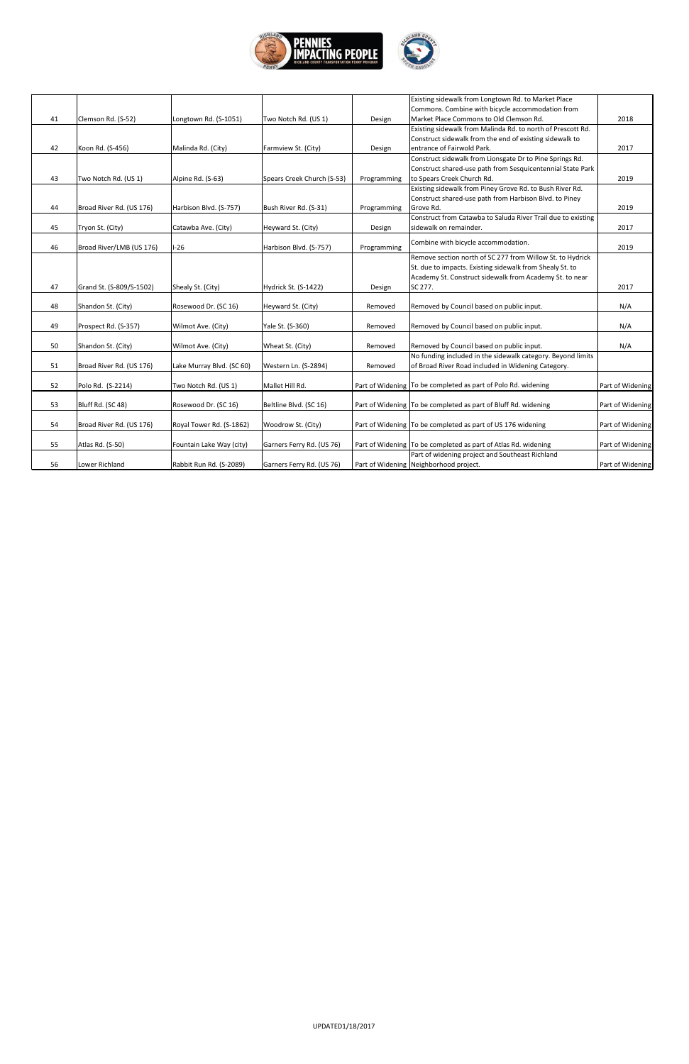| | | | | | | |
|---|---|---|---|---|---|---|
| 41 | Clemson Rd. (S-52) | Longtown Rd. (S-1051) | Two Notch Rd. (US 1) | Design | Existing sidewalk from Longtown Rd. to Market Place Commons. Combine with bicycle accommodation from Market Place Commons to Old Clemson Rd. | 2018 |
| 42 | Koon Rd. (S-456) | Malinda Rd. (City) | Farmview St. (City) | Design | Existing sidewalk from Malinda Rd. to north of Prescott Rd. Construct sidewalk from the end of existing sidewalk to entrance of Fairwold Park. | 2017 |
| 43 | Two Notch Rd. (US 1) | Alpine Rd. (S-63) | Spears Creek Church (S-53) | Programming | Construct sidewalk from Lionsgate Dr to Pine Springs Rd. Construct shared-use path from Sesquicentennial State Park to Spears Creek Church Rd. | 2019 |
| 44 | Broad River Rd. (US 176) | Harbison Blvd. (S-757) | Bush River Rd. (S-31) | Programming | Existing sidewalk from Piney Grove Rd. to Bush River Rd. Construct shared-use path from Harbison Blvd. to Piney Grove Rd. | 2019 |
| 45 | Tryon St. (City) | Catawba Ave. (City) | Heyward St. (City) | Design | Construct from Catawba to Saluda River Trail due to existing sidewalk on remainder. | 2017 |
| 46 | Broad River/LMB (US 176) | I-26 | Harbison Blvd. (S-757) | Programming | Combine with bicycle accommodation. | 2019 |
| 47 | Grand St. (S-809/S-1502) | Shealy St. (City) | Hydrick St. (S-1422) | Design | Remove section north of SC 277 from Willow St. to Hydrick St. due to impacts. Existing sidewalk from Shealy St. to Academy St. Construct sidewalk from Academy St. to near SC 277. | 2017 |
| 48 | Shandon St. (City) | Rosewood Dr. (SC 16) | Heyward St. (City) | Removed | Removed by Council based on public input. | N/A |
| 49 | Prospect Rd. (S-357) | Wilmot Ave. (City) | Yale St. (S-360) | Removed | Removed by Council based on public input. | N/A |
| 50 | Shandon St. (City) | Wilmot Ave. (City) | Wheat St. (City) | Removed | Removed by Council based on public input. | N/A |
| 51 | Broad River Rd. (US 176) | Lake Murray Blvd. (SC 60) | Western Ln. (S-2894) | Removed | No funding included in the sidewalk category. Beyond limits of Broad River Road included in Widening Category. | |
| 52 | Polo Rd. (S-2214) | Two Notch Rd. (US 1) | Mallet Hill Rd. | Part of Widening | To be completed as part of Polo Rd. widening | Part of Widening |
| 53 | Bluff Rd. (SC 48) | Rosewood Dr. (SC 16) | Beltline Blvd. (SC 16) | Part of Widening | To be completed as part of Bluff Rd. widening | Part of Widening |
| 54 | Broad River Rd. (US 176) | Royal Tower Rd. (S-1862) | Woodrow St. (City) | Part of Widening | To be completed as part of US 176 widening | Part of Widening |
| 55 | Atlas Rd. (S-50) | Fountain Lake Way (city) | Garners Ferry Rd. (US 76) | Part of Widening | To be completed as part of Atlas Rd. widening | Part of Widening |
| 56 | Lower Richland | Rabbit Run Rd. (S-2089) | Garners Ferry Rd. (US 76) | Part of Widening | Part of widening project and Southeast Richland Neighborhood project. | Part of Widening |

UPDATED1/18/2017